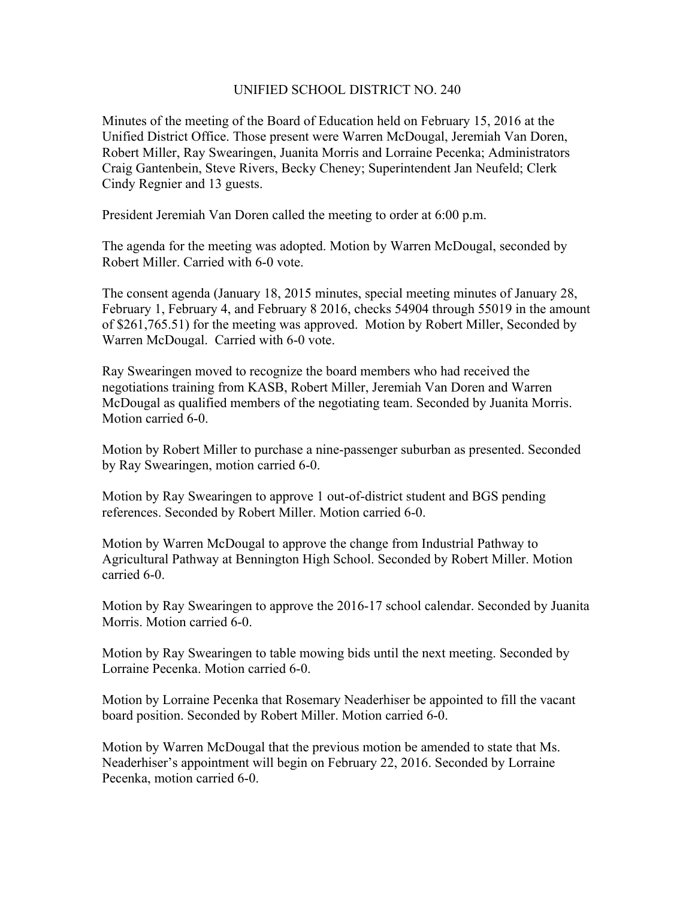# UNIFIED SCHOOL DISTRICT NO. 240

Minutes of the meeting of the Board of Education held on February 15, 2016 at the Unified District Office. Those present were Warren McDougal, Jeremiah Van Doren, Robert Miller, Ray Swearingen, Juanita Morris and Lorraine Pecenka; Administrators Craig Gantenbein, Steve Rivers, Becky Cheney; Superintendent Jan Neufeld; Clerk Cindy Regnier and 13 guests.

President Jeremiah Van Doren called the meeting to order at 6:00 p.m.

The agenda for the meeting was adopted. Motion by Warren McDougal, seconded by Robert Miller. Carried with 6-0 vote.

The consent agenda (January 18, 2015 minutes, special meeting minutes of January 28, February 1, February 4, and February 8 2016, checks 54904 through 55019 in the amount of $261,765.51) for the meeting was approved. Motion by Robert Miller, Seconded by Warren McDougal. Carried with 6-0 vote.

Ray Swearingen moved to recognize the board members who had received the negotiations training from KASB, Robert Miller, Jeremiah Van Doren and Warren McDougal as qualified members of the negotiating team. Seconded by Juanita Morris. Motion carried 6-0.

Motion by Robert Miller to purchase a nine-passenger suburban as presented. Seconded by Ray Swearingen, motion carried 6-0.

Motion by Ray Swearingen to approve 1 out-of-district student and BGS pending references. Seconded by Robert Miller. Motion carried 6-0.

Motion by Warren McDougal to approve the change from Industrial Pathway to Agricultural Pathway at Bennington High School. Seconded by Robert Miller. Motion carried 6-0.

Motion by Ray Swearingen to approve the 2016-17 school calendar. Seconded by Juanita Morris. Motion carried 6-0.

Motion by Ray Swearingen to table mowing bids until the next meeting. Seconded by Lorraine Pecenka. Motion carried 6-0.

Motion by Lorraine Pecenka that Rosemary Neaderhiser be appointed to fill the vacant board position. Seconded by Robert Miller. Motion carried 6-0.

Motion by Warren McDougal that the previous motion be amended to state that Ms. Neaderhiser's appointment will begin on February 22, 2016. Seconded by Lorraine Pecenka, motion carried 6-0.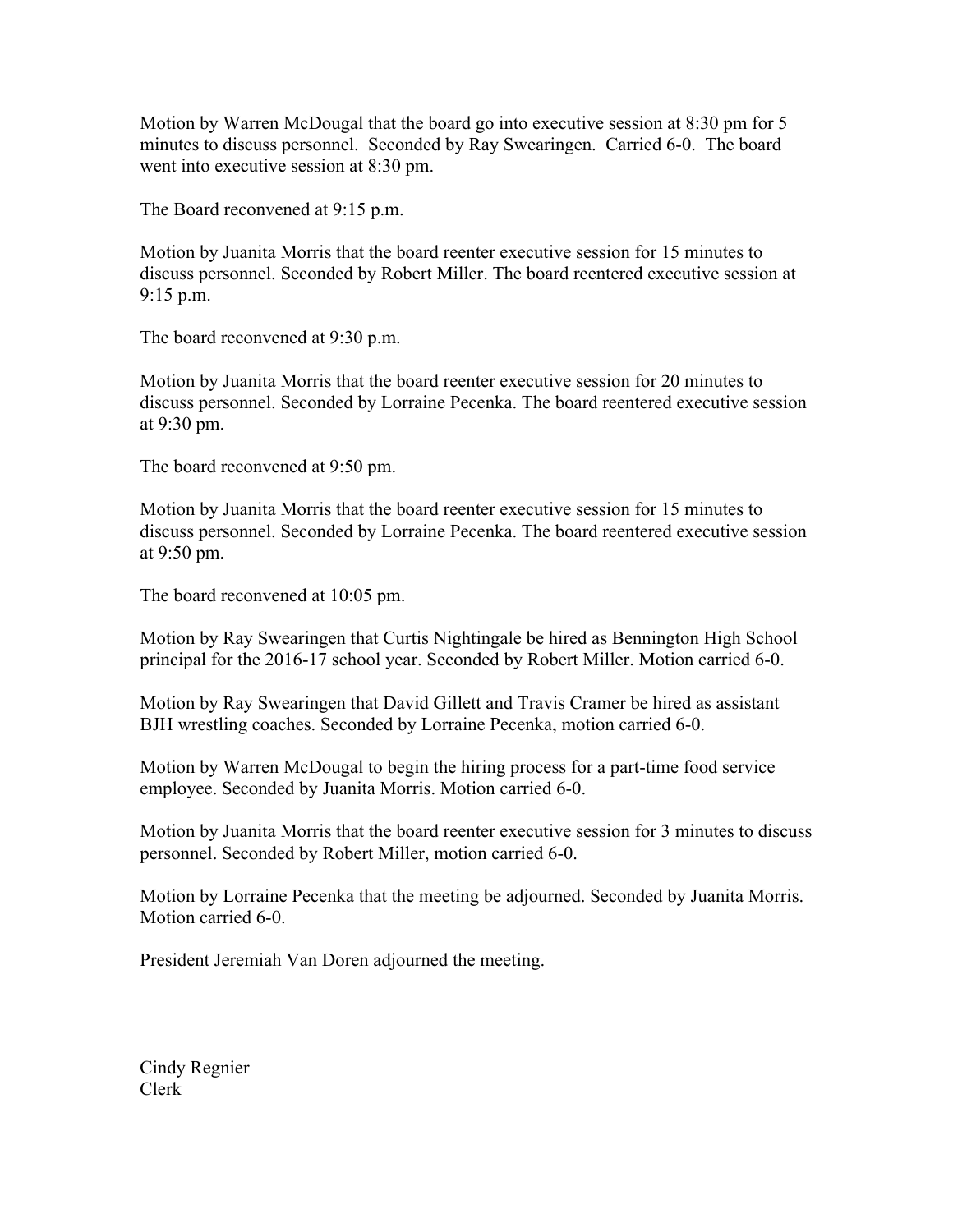Motion by Warren McDougal that the board go into executive session at 8:30 pm for 5 minutes to discuss personnel. Seconded by Ray Swearingen. Carried 6-0. The board went into executive session at 8:30 pm.

The Board reconvened at 9:15 p.m.

Motion by Juanita Morris that the board reenter executive session for 15 minutes to discuss personnel. Seconded by Robert Miller. The board reentered executive session at 9:15 p.m.

The board reconvened at 9:30 p.m.

Motion by Juanita Morris that the board reenter executive session for 20 minutes to discuss personnel. Seconded by Lorraine Pecenka. The board reentered executive session at 9:30 pm.

The board reconvened at 9:50 pm.

Motion by Juanita Morris that the board reenter executive session for 15 minutes to discuss personnel. Seconded by Lorraine Pecenka. The board reentered executive session at 9:50 pm.

The board reconvened at 10:05 pm.

Motion by Ray Swearingen that Curtis Nightingale be hired as Bennington High School principal for the 2016-17 school year. Seconded by Robert Miller. Motion carried 6-0.

Motion by Ray Swearingen that David Gillett and Travis Cramer be hired as assistant BJH wrestling coaches. Seconded by Lorraine Pecenka, motion carried 6-0.

Motion by Warren McDougal to begin the hiring process for a part-time food service employee. Seconded by Juanita Morris. Motion carried 6-0.

Motion by Juanita Morris that the board reenter executive session for 3 minutes to discuss personnel. Seconded by Robert Miller, motion carried 6-0.

Motion by Lorraine Pecenka that the meeting be adjourned. Seconded by Juanita Morris. Motion carried 6-0.

President Jeremiah Van Doren adjourned the meeting.

Cindy Regnier
Clerk